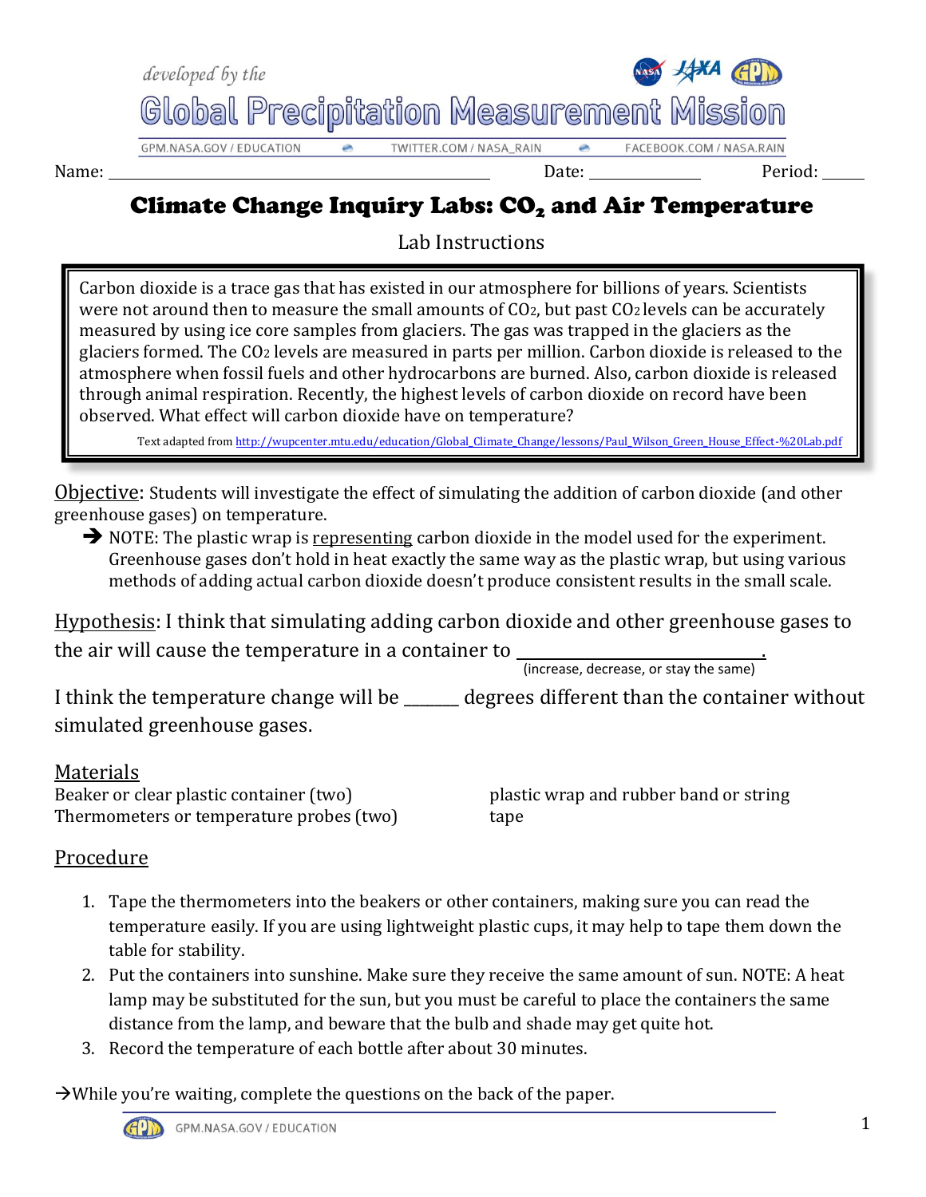developed by the

# Global Precipitation Measurement Mission

GPM.NASA.GOV / EDUCATION · TWITTER.COM / NASA_RAIN · FACEBOOK.COM / NASA.RAIN

Name: ______________________________ Date: ____________ Period: _____

## Climate Change Inquiry Labs: $CO_2$ and Air Temperature

Lab Instructions

> Carbon dioxide is a trace gas that has existed in our atmosphere for billions of years. Scientists were not around then to measure the small amounts of $CO_2$, but past $CO_2$ levels can be accurately measured by using ice core samples from glaciers. The gas was trapped in the glaciers as the glaciers formed. The $CO_2$ levels are measured in parts per million. Carbon dioxide is released to the atmosphere when fossil fuels and other hydrocarbons are burned. Also, carbon dioxide is released through animal respiration. Recently, the highest levels of carbon dioxide on record have been observed. What effect will carbon dioxide have on temperature?
>
> Text adapted from http://wupcenter.mtu.edu/education/Global_Climate_Change/lessons/Paul_Wilson_Green_House_Effect-%20Lab.pdf

Objective: Students will investigate the effect of simulating the addition of carbon dioxide (and other greenhouse gases) on temperature.

- ➔ NOTE: The plastic wrap is representing carbon dioxide in the model used for the experiment. Greenhouse gases don't hold in heat exactly the same way as the plastic wrap, but using various methods of adding actual carbon dioxide doesn't produce consistent results in the small scale.

Hypothesis: I think that simulating adding carbon dioxide and other greenhouse gases to the air will cause the temperature in a container to ____________________.
(increase, decrease, or stay the same)

I think the temperature change will be ______ degrees different than the container without simulated greenhouse gases.

### Materials

- Beaker or clear plastic container (two)
- Thermometers or temperature probes (two)
- plastic wrap and rubber band or string
- tape

### Procedure

1. Tape the thermometers into the beakers or other containers, making sure you can read the temperature easily. If you are using lightweight plastic cups, it may help to tape them down the table for stability.
2. Put the containers into sunshine. Make sure they receive the same amount of sun. NOTE: A heat lamp may be substituted for the sun, but you must be careful to place the containers the same distance from the lamp, and beware that the bulb and shade may get quite hot.
3. Record the temperature of each bottle after about 30 minutes.

→While you're waiting, complete the questions on the back of the paper.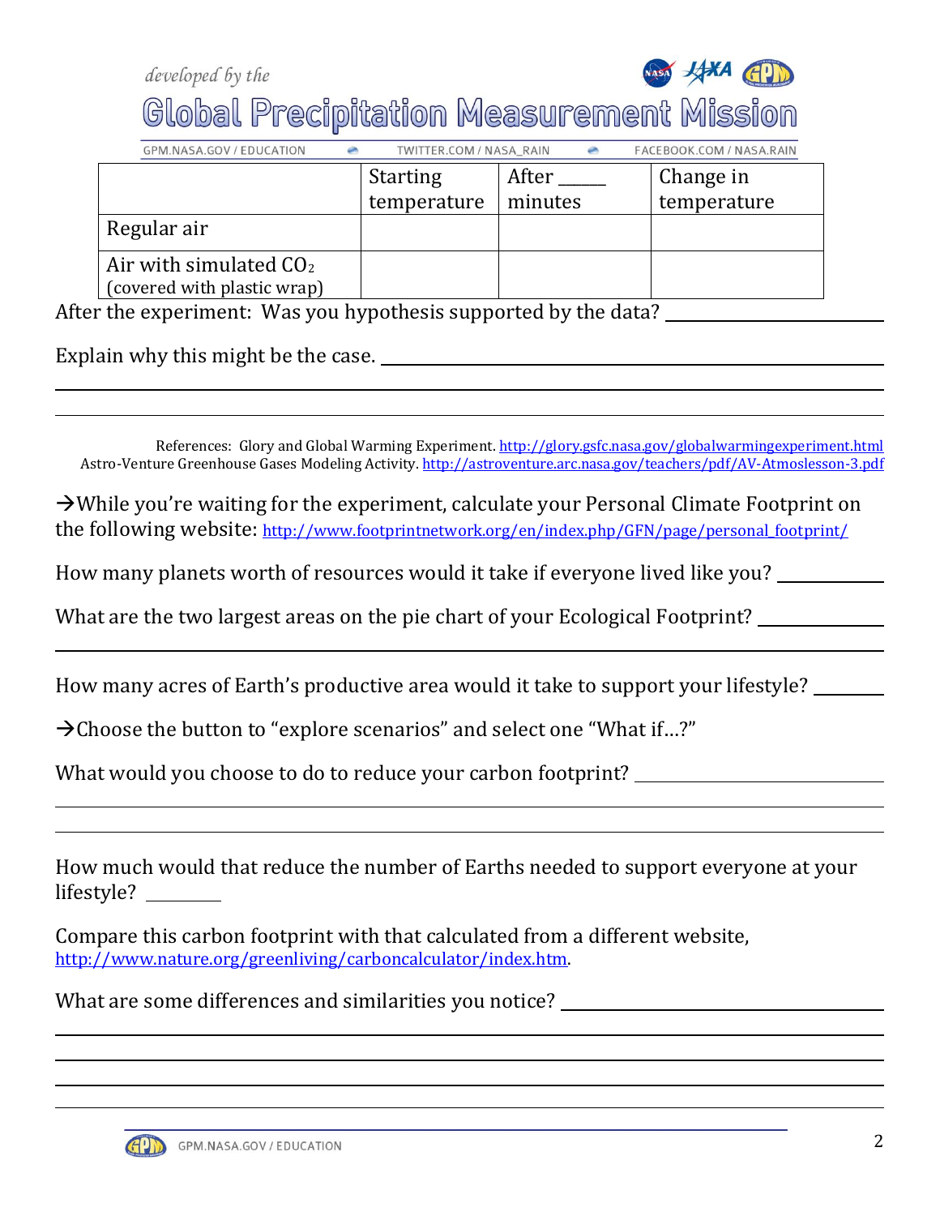| | Starting temperature | After _____ minutes | Change in temperature |
|---|---|---|---|
| Regular air | | | |
| Air with simulated $CO_2$ (covered with plastic wrap) | | | |

After the experiment: Was you hypothesis supported by the data? ____________________

Explain why this might be the case. ________________________________________

________________________________________________________________

________________________________________________________________

References: Glory and Global Warming Experiment. http://glory.gsfc.nasa.gov/globalwarmingexperiment.html
Astro-Venture Greenhouse Gases Modeling Activity. http://astroventure.arc.nasa.gov/teachers/pdf/AV-Atmoslesson-3.pdf

→While you're waiting for the experiment, calculate your Personal Climate Footprint on the following website: http://www.footprintnetwork.org/en/index.php/GFN/page/personal_footprint/

How many planets worth of resources would it take if everyone lived like you? __________

What are the two largest areas on the pie chart of your Ecological Footprint? ___________

________________________________________________________________

How many acres of Earth's productive area would it take to support your lifestyle? _______

→Choose the button to "explore scenarios" and select one "What if…?"

What would you choose to do to reduce your carbon footprint? ____________________

________________________________________________________________

________________________________________________________________

How much would that reduce the number of Earths needed to support everyone at your lifestyle? ________

Compare this carbon footprint with that calculated from a different website, http://www.nature.org/greenliving/carboncalculator/index.htm.

What are some differences and similarities you notice? ____________________________

________________________________________________________________

________________________________________________________________

________________________________________________________________

________________________________________________________________